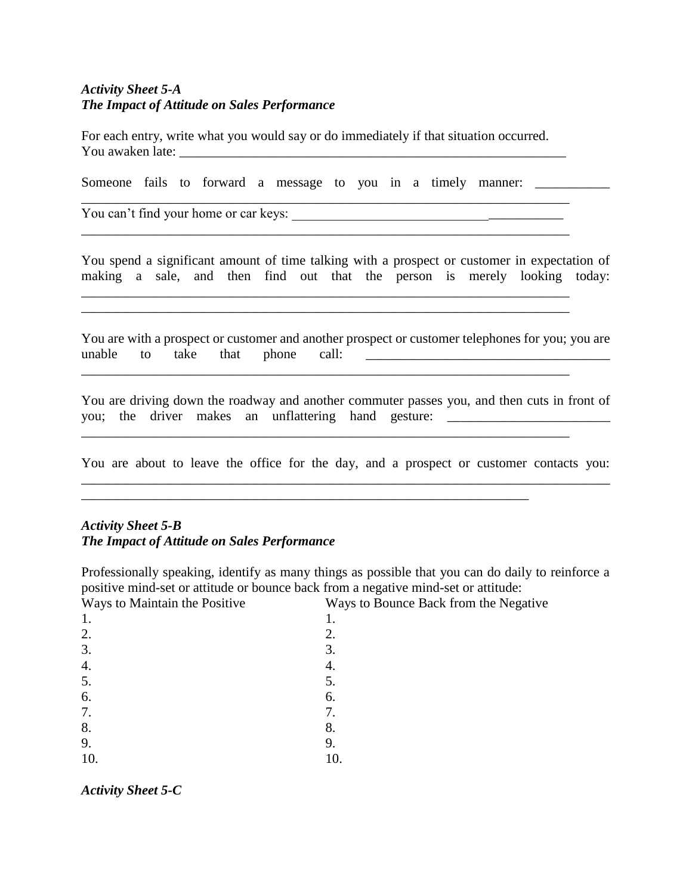***Activity Sheet 5-A***
***The Impact of Attitude on Sales Performance***

For each entry, write what you would say or do immediately if that situation occurred.
You awaken late: ___________________________________________________________

Someone fails to forward a message to you in a timely manner: ___________
_________________________________________________________________________

You can't find your home or car keys: ________________________________________
_________________________________________________________________________

You spend a significant amount of time talking with a prospect or customer in expectation of making a sale, and then find out that the person is merely looking today:
_________________________________________________________________________
_________________________________________________________________________

You are with a prospect or customer and another prospect or customer telephones for you; you are unable to take that phone call: ____________________________________
_________________________________________________________________________

You are driving down the roadway and another commuter passes you, and then cuts in front of you; the driver makes an unflattering hand gesture: ________________________
_________________________________________________________________________

You are about to leave the office for the day, and a prospect or customer contacts you:
_________________________________________________________________________
_________________________________________________________________

***Activity Sheet 5-B***
***The Impact of Attitude on Sales Performance***

Professionally speaking, identify as many things as possible that you can do daily to reinforce a positive mind-set or attitude or bounce back from a negative mind-set or attitude:

| Ways to Maintain the Positive | Ways to Bounce Back from the Negative |
|---|---|
| 1. | 1. |
| 2. | 2. |
| 3. | 3. |
| 4. | 4. |
| 5. | 5. |
| 6. | 6. |
| 7. | 7. |
| 8. | 8. |
| 9. | 9. |
| 10. | 10. |

***Activity Sheet 5-C***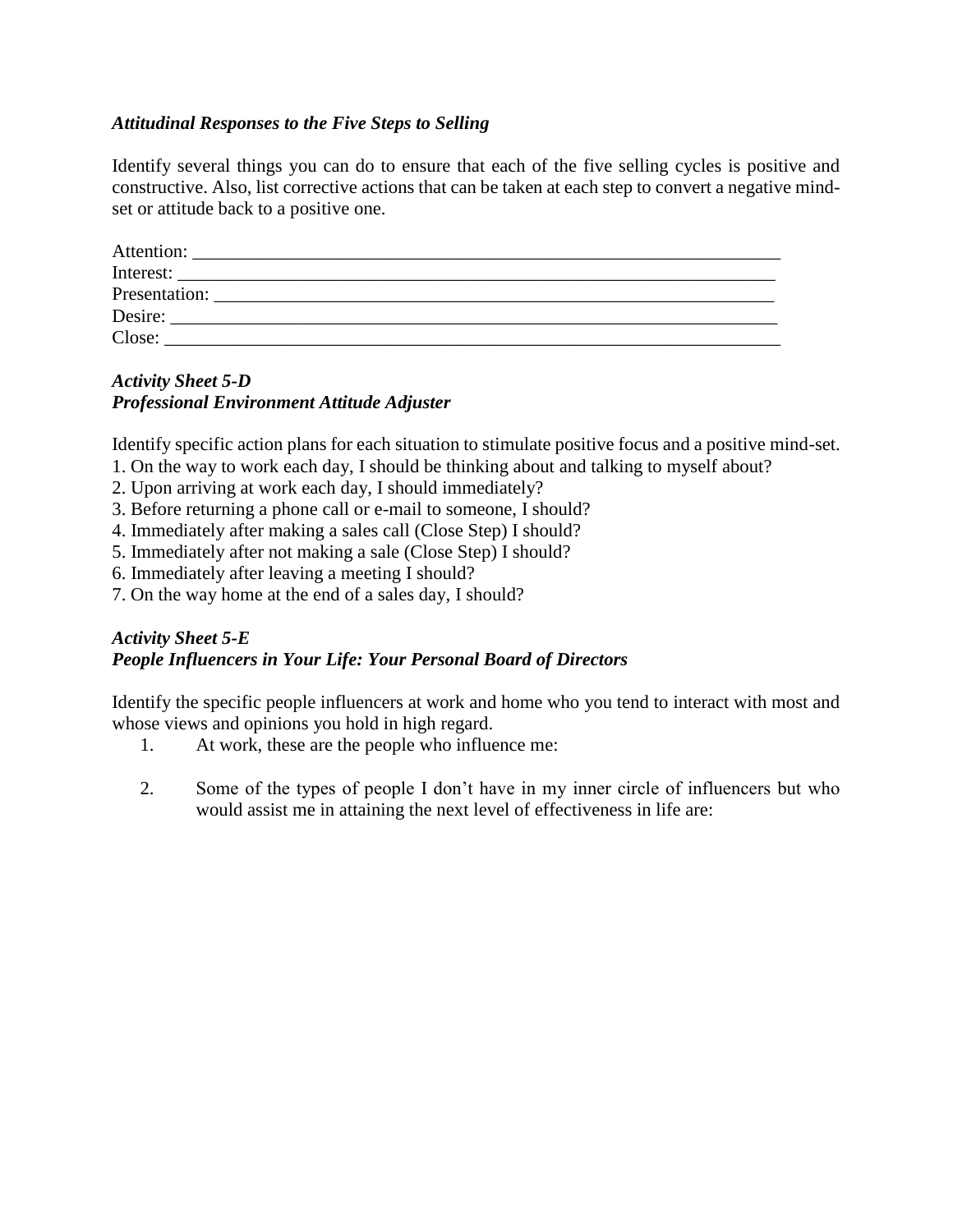### *Attitudinal Responses to the Five Steps to Selling*

Identify several things you can do to ensure that each of the five selling cycles is positive and constructive. Also, list corrective actions that can be taken at each step to convert a negative mind-set or attitude back to a positive one.

Attention: ___________________________________________________________________
Interest: ____________________________________________________________________
Presentation: ________________________________________________________________
Desire: _____________________________________________________________________
Close: ______________________________________________________________________

### *Activity Sheet 5-D*
### *Professional Environment Attitude Adjuster*

Identify specific action plans for each situation to stimulate positive focus and a positive mind-set.

1. On the way to work each day, I should be thinking about and talking to myself about?
2. Upon arriving at work each day, I should immediately?
3. Before returning a phone call or e-mail to someone, I should?
4. Immediately after making a sales call (Close Step) I should?
5. Immediately after not making a sale (Close Step) I should?
6. Immediately after leaving a meeting I should?
7. On the way home at the end of a sales day, I should?

### *Activity Sheet 5-E*
### *People Influencers in Your Life: Your Personal Board of Directors*

Identify the specific people influencers at work and home who you tend to interact with most and whose views and opinions you hold in high regard.

1. At work, these are the people who influence me:

2. Some of the types of people I don't have in my inner circle of influencers but who would assist me in attaining the next level of effectiveness in life are: